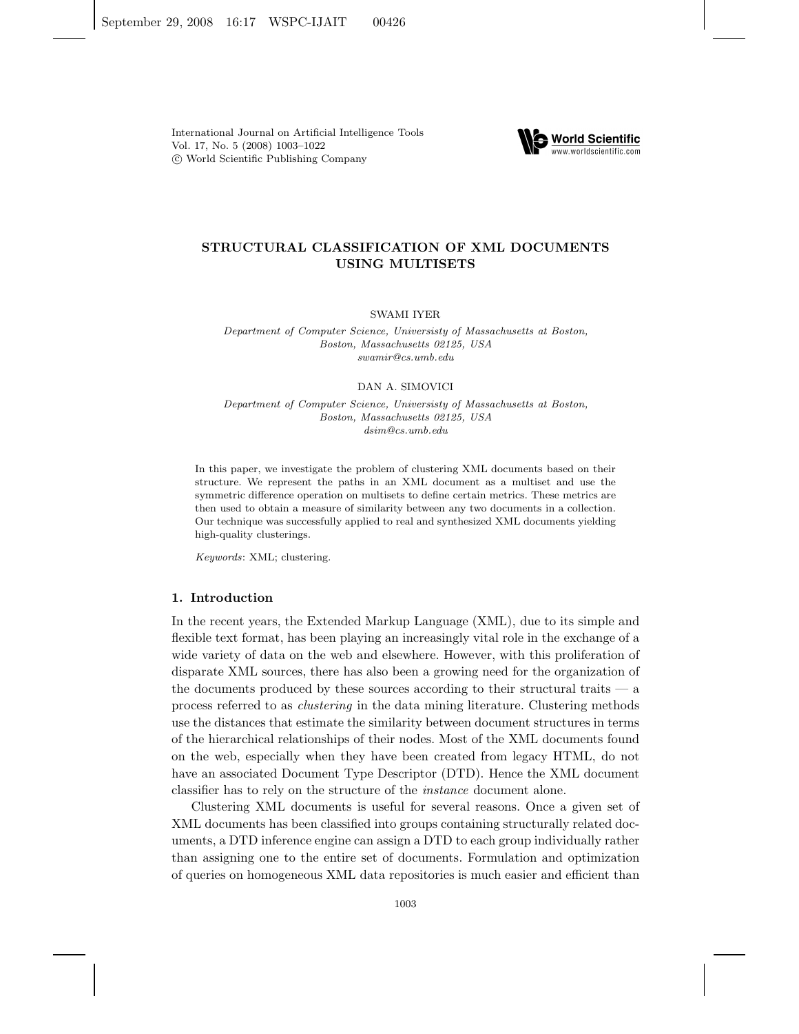# STRUCTURAL CLASSIFICATION OF XML DOCUMENTS USING MULTISETS

SWAMI IYER

*Department of Computer Science, Universisty of Massachusetts at Boston, Boston, Massachusetts 02125, USA*
*swamir@cs.umb.edu*

DAN A. SIMOVICI

*Department of Computer Science, Universisty of Massachusetts at Boston, Boston, Massachusetts 02125, USA*
*dsim@cs.umb.edu*

In this paper, we investigate the problem of clustering XML documents based on their structure. We represent the paths in an XML document as a multiset and use the symmetric difference operation on multisets to define certain metrics. These metrics are then used to obtain a measure of similarity between any two documents in a collection. Our technique was successfully applied to real and synthesized XML documents yielding high-quality clusterings.

*Keywords*: XML; clustering.

## 1. Introduction

In the recent years, the Extended Markup Language (XML), due to its simple and flexible text format, has been playing an increasingly vital role in the exchange of a wide variety of data on the web and elsewhere. However, with this proliferation of disparate XML sources, there has also been a growing need for the organization of the documents produced by these sources according to their structural traits — a process referred to as *clustering* in the data mining literature. Clustering methods use the distances that estimate the similarity between document structures in terms of the hierarchical relationships of their nodes. Most of the XML documents found on the web, especially when they have been created from legacy HTML, do not have an associated Document Type Descriptor (DTD). Hence the XML document classifier has to rely on the structure of the *instance* document alone.

Clustering XML documents is useful for several reasons. Once a given set of XML documents has been classified into groups containing structurally related documents, a DTD inference engine can assign a DTD to each group individually rather than assigning one to the entire set of documents. Formulation and optimization of queries on homogeneous XML data repositories is much easier and efficient than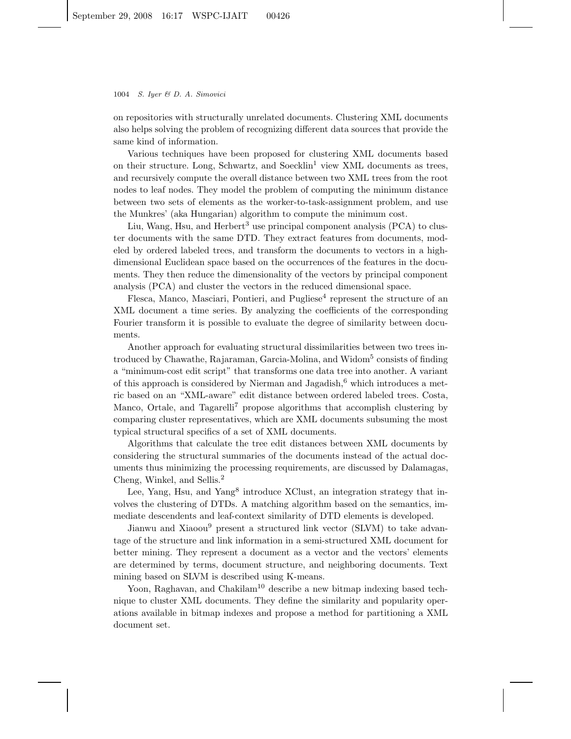on repositories with structurally unrelated documents. Clustering XML documents also helps solving the problem of recognizing different data sources that provide the same kind of information.

Various techniques have been proposed for clustering XML documents based on their structure. Long, Schwartz, and Soecklin[1] view XML documents as trees, and recursively compute the overall distance between two XML trees from the root nodes to leaf nodes. They model the problem of computing the minimum distance between two sets of elements as the worker-to-task-assignment problem, and use the Munkres' (aka Hungarian) algorithm to compute the minimum cost.

Liu, Wang, Hsu, and Herbert[3] use principal component analysis (PCA) to cluster documents with the same DTD. They extract features from documents, modeled by ordered labeled trees, and transform the documents to vectors in a high-dimensional Euclidean space based on the occurrences of the features in the documents. They then reduce the dimensionality of the vectors by principal component analysis (PCA) and cluster the vectors in the reduced dimensional space.

Flesca, Manco, Masciari, Pontieri, and Pugliese[4] represent the structure of an XML document a time series. By analyzing the coefficients of the corresponding Fourier transform it is possible to evaluate the degree of similarity between documents.

Another approach for evaluating structural dissimilarities between two trees introduced by Chawathe, Rajaraman, Garcia-Molina, and Widom[5] consists of finding a "minimum-cost edit script" that transforms one data tree into another. A variant of this approach is considered by Nierman and Jagadish,[6] which introduces a metric based on an "XML-aware" edit distance between ordered labeled trees. Costa, Manco, Ortale, and Tagarelli[7] propose algorithms that accomplish clustering by comparing cluster representatives, which are XML documents subsuming the most typical structural specifics of a set of XML documents.

Algorithms that calculate the tree edit distances between XML documents by considering the structural summaries of the documents instead of the actual documents thus minimizing the processing requirements, are discussed by Dalamagas, Cheng, Winkel, and Sellis.[2]

Lee, Yang, Hsu, and Yang[8] introduce XClust, an integration strategy that involves the clustering of DTDs. A matching algorithm based on the semantics, immediate descendents and leaf-context similarity of DTD elements is developed.

Jianwu and Xiaoou[9] present a structured link vector (SLVM) to take advantage of the structure and link information in a semi-structured XML document for better mining. They represent a document as a vector and the vectors' elements are determined by terms, document structure, and neighboring documents. Text mining based on SLVM is described using K-means.

Yoon, Raghavan, and Chakilam[10] describe a new bitmap indexing based technique to cluster XML documents. They define the similarity and popularity operations available in bitmap indexes and propose a method for partitioning a XML document set.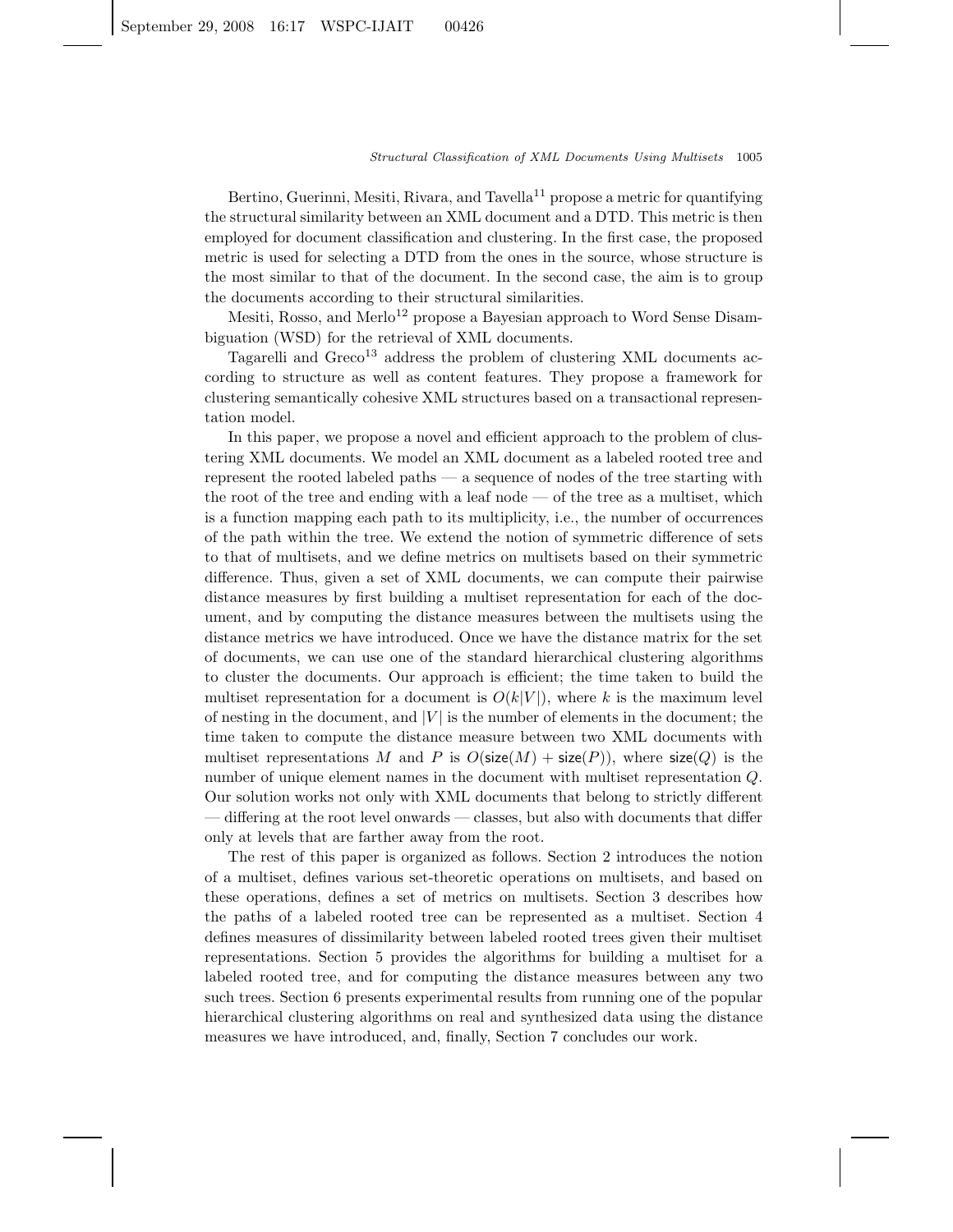Bertino, Guerinni, Mesiti, Rivara, and Tavella[11] propose a metric for quantifying the structural similarity between an XML document and a DTD. This metric is then employed for document classification and clustering. In the first case, the proposed metric is used for selecting a DTD from the ones in the source, whose structure is the most similar to that of the document. In the second case, the aim is to group the documents according to their structural similarities.

Mesiti, Rosso, and Merlo[12] propose a Bayesian approach to Word Sense Disambiguation (WSD) for the retrieval of XML documents.

Tagarelli and Greco[13] address the problem of clustering XML documents according to structure as well as content features. They propose a framework for clustering semantically cohesive XML structures based on a transactional representation model.

In this paper, we propose a novel and efficient approach to the problem of clustering XML documents. We model an XML document as a labeled rooted tree and represent the rooted labeled paths — a sequence of nodes of the tree starting with the root of the tree and ending with a leaf node — of the tree as a multiset, which is a function mapping each path to its multiplicity, i.e., the number of occurrences of the path within the tree. We extend the notion of symmetric difference of sets to that of multisets, and we define metrics on multisets based on their symmetric difference. Thus, given a set of XML documents, we can compute their pairwise distance measures by first building a multiset representation for each of the document, and by computing the distance measures between the multisets using the distance metrics we have introduced. Once we have the distance matrix for the set of documents, we can use one of the standard hierarchical clustering algorithms to cluster the documents. Our approach is efficient; the time taken to build the multiset representation for a document is $O(k|V|)$, where $k$ is the maximum level of nesting in the document, and $|V|$ is the number of elements in the document; the time taken to compute the distance measure between two XML documents with multiset representations $M$ and $P$ is $O(\mathsf{size}(M) + \mathsf{size}(P))$, where $\mathsf{size}(Q)$ is the number of unique element names in the document with multiset representation $Q$. Our solution works not only with XML documents that belong to strictly different — differing at the root level onwards — classes, but also with documents that differ only at levels that are farther away from the root.

The rest of this paper is organized as follows. Section 2 introduces the notion of a multiset, defines various set-theoretic operations on multisets, and based on these operations, defines a set of metrics on multisets. Section 3 describes how the paths of a labeled rooted tree can be represented as a multiset. Section 4 defines measures of dissimilarity between labeled rooted trees given their multiset representations. Section 5 provides the algorithms for building a multiset for a labeled rooted tree, and for computing the distance measures between any two such trees. Section 6 presents experimental results from running one of the popular hierarchical clustering algorithms on real and synthesized data using the distance measures we have introduced, and, finally, Section 7 concludes our work.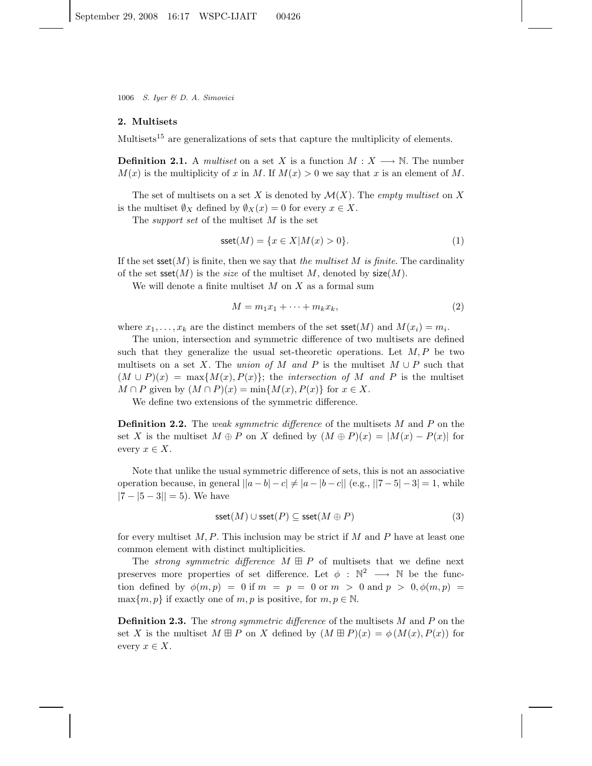## 2. Multisets

Multisets[15] are generalizations of sets that capture the multiplicity of elements.

**Definition 2.1.** A *multiset* on a set $X$ is a function $M : X \longrightarrow \mathbb{N}$. The number $M(x)$ is the multiplicity of $x$ in $M$. If $M(x) > 0$ we say that $x$ is an element of $M$.

The set of multisets on a set $X$ is denoted by $\mathcal{M}(X)$. The *empty multiset* on $X$ is the multiset $\emptyset_X$ defined by $\emptyset_X(x) = 0$ for every $x \in X$.

The *support set* of the multiset $M$ is the set

$$\mathsf{sset}(M) = \{x \in X | M(x) > 0\}. \tag{1}$$

If the set $\mathsf{sset}(M)$ is finite, then we say that *the multiset $M$ is finite*. The cardinality of the set $\mathsf{sset}(M)$ is the *size* of the multiset $M$, denoted by $\mathsf{size}(M)$.

We will denote a finite multiset $M$ on $X$ as a formal sum

$$M = m_1 x_1 + \cdots + m_k x_k, \tag{2}$$

where $x_1, \ldots, x_k$ are the distinct members of the set $\mathsf{sset}(M)$ and $M(x_i) = m_i$.

The union, intersection and symmetric difference of two multisets are defined such that they generalize the usual set-theoretic operations. Let $M, P$ be two multisets on a set $X$. The *union of $M$ and $P$* is the multiset $M \cup P$ such that $(M \cup P)(x) = \max\{M(x), P(x)\}$; the *intersection of $M$ and $P$* is the multiset $M \cap P$ given by $(M \cap P)(x) = \min\{M(x), P(x)\}$ for $x \in X$.

We define two extensions of the symmetric difference.

**Definition 2.2.** The *weak symmetric difference* of the multisets $M$ and $P$ on the set $X$ is the multiset $M \oplus P$ on $X$ defined by $(M \oplus P)(x) = |M(x) - P(x)|$ for every $x \in X$.

Note that unlike the usual symmetric difference of sets, this is not an associative operation because, in general $||a - b| - c| \neq |a - |b - c||$ (e.g., $||7 - 5| - 3| = 1$, while $|7 - |5 - 3|| = 5$). We have

$$\mathsf{sset}(M) \cup \mathsf{sset}(P) \subseteq \mathsf{sset}(M \oplus P) \tag{3}$$

for every multiset $M, P$. This inclusion may be strict if $M$ and $P$ have at least one common element with distinct multiplicities.

The *strong symmetric difference* $M \boxplus P$ of multisets that we define next preserves more properties of set difference. Let $\phi : \mathbb{N}^2 \longrightarrow \mathbb{N}$ be the function defined by $\phi(m, p) = 0$ if $m = p = 0$ or $m > 0$ and $p > 0, \phi(m, p) = \max\{m, p\}$ if exactly one of $m, p$ is positive, for $m, p \in \mathbb{N}$.

**Definition 2.3.** The *strong symmetric difference* of the multisets $M$ and $P$ on the set $X$ is the multiset $M \boxplus P$ on $X$ defined by $(M \boxplus P)(x) = \phi(M(x), P(x))$ for every $x \in X$.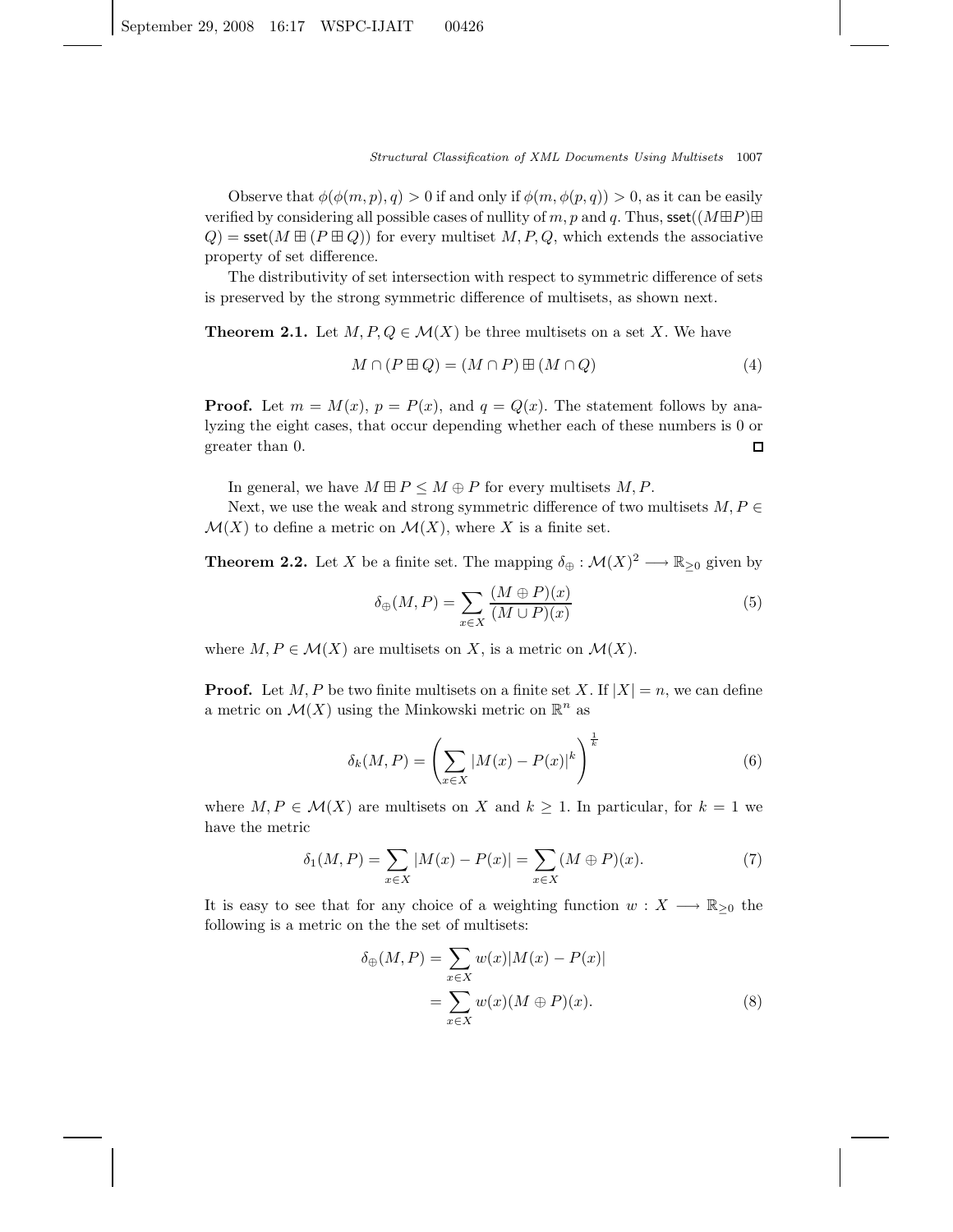Observe that $\phi(\phi(m,p),q) > 0$ if and only if $\phi(m,\phi(p,q)) > 0$, as it can be easily verified by considering all possible cases of nullity of $m, p$ and $q$. Thus, $\mathsf{sset}((M \boxplus P) \boxplus Q) = \mathsf{sset}(M \boxplus (P \boxplus Q))$ for every multiset $M, P, Q$, which extends the associative property of set difference.

The distributivity of set intersection with respect to symmetric difference of sets is preserved by the strong symmetric difference of multisets, as shown next.

**Theorem 2.1.** Let $M, P, Q \in \mathcal{M}(X)$ be three multisets on a set $X$. We have

$$M \cap (P \boxplus Q) = (M \cap P) \boxplus (M \cap Q) \tag{4}$$

**Proof.** Let $m = M(x)$, $p = P(x)$, and $q = Q(x)$. The statement follows by analyzing the eight cases, that occur depending whether each of these numbers is 0 or greater than 0. □

In general, we have $M \boxplus P \leq M \oplus P$ for every multisets $M, P$.

Next, we use the weak and strong symmetric difference of two multisets $M, P \in \mathcal{M}(X)$ to define a metric on $\mathcal{M}(X)$, where $X$ is a finite set.

**Theorem 2.2.** Let $X$ be a finite set. The mapping $\delta_\oplus : \mathcal{M}(X)^2 \longrightarrow \mathbb{R}_{\geq 0}$ given by

$$\delta_\oplus(M,P) = \sum_{x \in X} \frac{(M \oplus P)(x)}{(M \cup P)(x)} \tag{5}$$

where $M, P \in \mathcal{M}(X)$ are multisets on $X$, is a metric on $\mathcal{M}(X)$.

**Proof.** Let $M, P$ be two finite multisets on a finite set $X$. If $|X| = n$, we can define a metric on $\mathcal{M}(X)$ using the Minkowski metric on $\mathbb{R}^n$ as

$$\delta_k(M,P) = \left( \sum_{x \in X} |M(x) - P(x)|^k \right)^{\frac{1}{k}} \tag{6}$$

where $M, P \in \mathcal{M}(X)$ are multisets on $X$ and $k \geq 1$. In particular, for $k = 1$ we have the metric

$$\delta_1(M,P) = \sum_{x \in X} |M(x) - P(x)| = \sum_{x \in X} (M \oplus P)(x). \tag{7}$$

It is easy to see that for any choice of a weighting function $w : X \longrightarrow \mathbb{R}_{\geq 0}$ the following is a metric on the the set of multisets:

$$\begin{aligned} \delta_\oplus(M,P) &= \sum_{x \in X} w(x)|M(x) - P(x)| \\ &= \sum_{x \in X} w(x)(M \oplus P)(x). \end{aligned} \tag{8}$$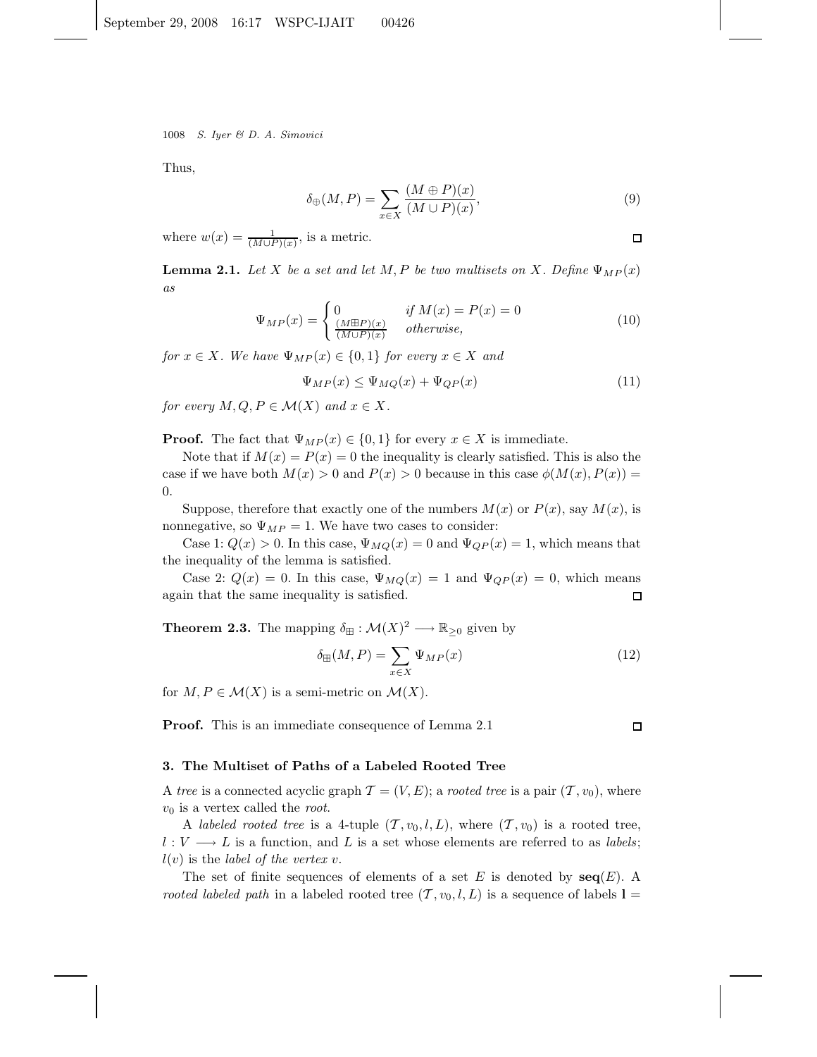Thus,

$$\delta_{\oplus}(M, P) = \sum_{x \in X} \frac{(M \oplus P)(x)}{(M \cup P)(x)}, \tag{9}$$

where $w(x) = \frac{1}{(M \cup P)(x)}$, is a metric. □

**Lemma 2.1.** *Let $X$ be a set and let $M, P$ be two multisets on $X$. Define $\Psi_{MP}(x)$ as*

$$\Psi_{MP}(x) = \begin{cases} 0 & \text{if } M(x) = P(x) = 0 \\ \frac{(M \boxplus P)(x)}{(M \cup P)(x)} & \text{otherwise,} \end{cases} \tag{10}$$

*for $x \in X$. We have $\Psi_{MP}(x) \in \{0, 1\}$ for every $x \in X$ and*

$$\Psi_{MP}(x) \leq \Psi_{MQ}(x) + \Psi_{QP}(x) \tag{11}$$

*for every $M, Q, P \in \mathcal{M}(X)$ and $x \in X$.*

**Proof.** The fact that $\Psi_{MP}(x) \in \{0, 1\}$ for every $x \in X$ is immediate.

Note that if $M(x) = P(x) = 0$ the inequality is clearly satisfied. This is also the case if we have both $M(x) > 0$ and $P(x) > 0$ because in this case $\phi(M(x), P(x)) = 0$.

Suppose, therefore that exactly one of the numbers $M(x)$ or $P(x)$, say $M(x)$, is nonnegative, so $\Psi_{MP} = 1$. We have two cases to consider:

Case 1: $Q(x) > 0$. In this case, $\Psi_{MQ}(x) = 0$ and $\Psi_{QP}(x) = 1$, which means that the inequality of the lemma is satisfied.

Case 2: $Q(x) = 0$. In this case, $\Psi_{MQ}(x) = 1$ and $\Psi_{QP}(x) = 0$, which means again that the same inequality is satisfied. □

**Theorem 2.3.** The mapping $\delta_{\boxplus} : \mathcal{M}(X)^2 \longrightarrow \mathbb{R}_{\geq 0}$ given by

$$\delta_{\boxplus}(M, P) = \sum_{x \in X} \Psi_{MP}(x) \tag{12}$$

for $M, P \in \mathcal{M}(X)$ is a semi-metric on $\mathcal{M}(X)$.

**Proof.** This is an immediate consequence of Lemma 2.1 □

## 3. The Multiset of Paths of a Labeled Rooted Tree

A *tree* is a connected acyclic graph $\mathcal{T} = (V, E)$; a *rooted tree* is a pair $(\mathcal{T}, v_0)$, where $v_0$ is a vertex called the *root*.

A *labeled rooted tree* is a 4-tuple $(\mathcal{T}, v_0, l, L)$, where $(\mathcal{T}, v_0)$ is a rooted tree, $l : V \longrightarrow L$ is a function, and $L$ is a set whose elements are referred to as *labels*; $l(v)$ is the *label of the vertex* $v$.

The set of finite sequences of elements of a set $E$ is denoted by $\mathbf{seq}(E)$. A *rooted labeled path* in a labeled rooted tree $(\mathcal{T}, v_0, l, L)$ is a sequence of labels $\mathbf{l} =$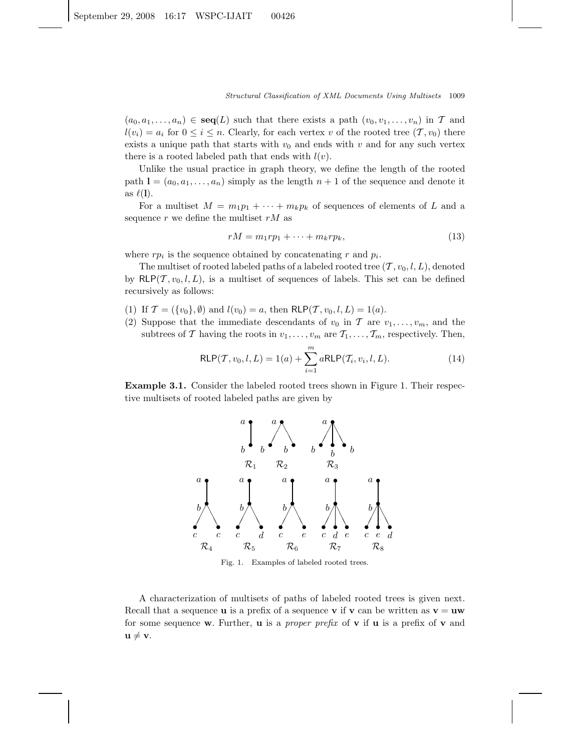$(a_0, a_1, \ldots, a_n) \in \mathbf{seq}(L)$ such that there exists a path $(v_0, v_1, \ldots, v_n)$ in $\mathcal{T}$ and $l(v_i) = a_i$ for $0 \leq i \leq n$. Clearly, for each vertex $v$ of the rooted tree $(\mathcal{T}, v_0)$ there exists a unique path that starts with $v_0$ and ends with $v$ and for any such vertex there is a rooted labeled path that ends with $l(v)$.

Unlike the usual practice in graph theory, we define the length of the rooted path $\mathbf{l} = (a_0, a_1, \ldots, a_n)$ simply as the length $n+1$ of the sequence and denote it as $\ell(\mathbf{l})$.

For a multiset $M = m_1 p_1 + \cdots + m_k p_k$ of sequences of elements of $L$ and a sequence $r$ we define the multiset $rM$ as

$$rM = m_1 r p_1 + \cdots + m_k r p_k, \tag{13}$$

where $rp_i$ is the sequence obtained by concatenating $r$ and $p_i$.

The multiset of rooted labeled paths of a labeled rooted tree $(\mathcal{T}, v_0, l, L)$, denoted by $\mathsf{RLP}(\mathcal{T}, v_0, l, L)$, is a multiset of sequences of labels. This set can be defined recursively as follows:

(1) If $\mathcal{T} = (\{v_0\}, \emptyset)$ and $l(v_0) = a$, then $\mathsf{RLP}(\mathcal{T}, v_0, l, L) = 1(a)$.

(2) Suppose that the immediate descendants of $v_0$ in $\mathcal{T}$ are $v_1, \ldots, v_m$, and the subtrees of $\mathcal{T}$ having the roots in $v_1, \ldots, v_m$ are $\mathcal{T}_1, \ldots, \mathcal{T}_m$, respectively. Then,

$$\mathsf{RLP}(\mathcal{T}, v_0, l, L) = 1(a) + \sum_{i=1}^{m} a\mathsf{RLP}(\mathcal{T}_i, v_i, l, L). \tag{14}$$

**Example 3.1.** Consider the labeled rooted trees shown in Figure 1. Their respective multisets of rooted labeled paths are given by

Fig. 1. Examples of labeled rooted trees.

A characterization of multisets of paths of labeled rooted trees is given next. Recall that a sequence $\mathbf{u}$ is a prefix of a sequence $\mathbf{v}$ if $\mathbf{v}$ can be written as $\mathbf{v} = \mathbf{uw}$ for some sequence $\mathbf{w}$. Further, $\mathbf{u}$ is a *proper prefix* of $\mathbf{v}$ if $\mathbf{u}$ is a prefix of $\mathbf{v}$ and $\mathbf{u} \neq \mathbf{v}$.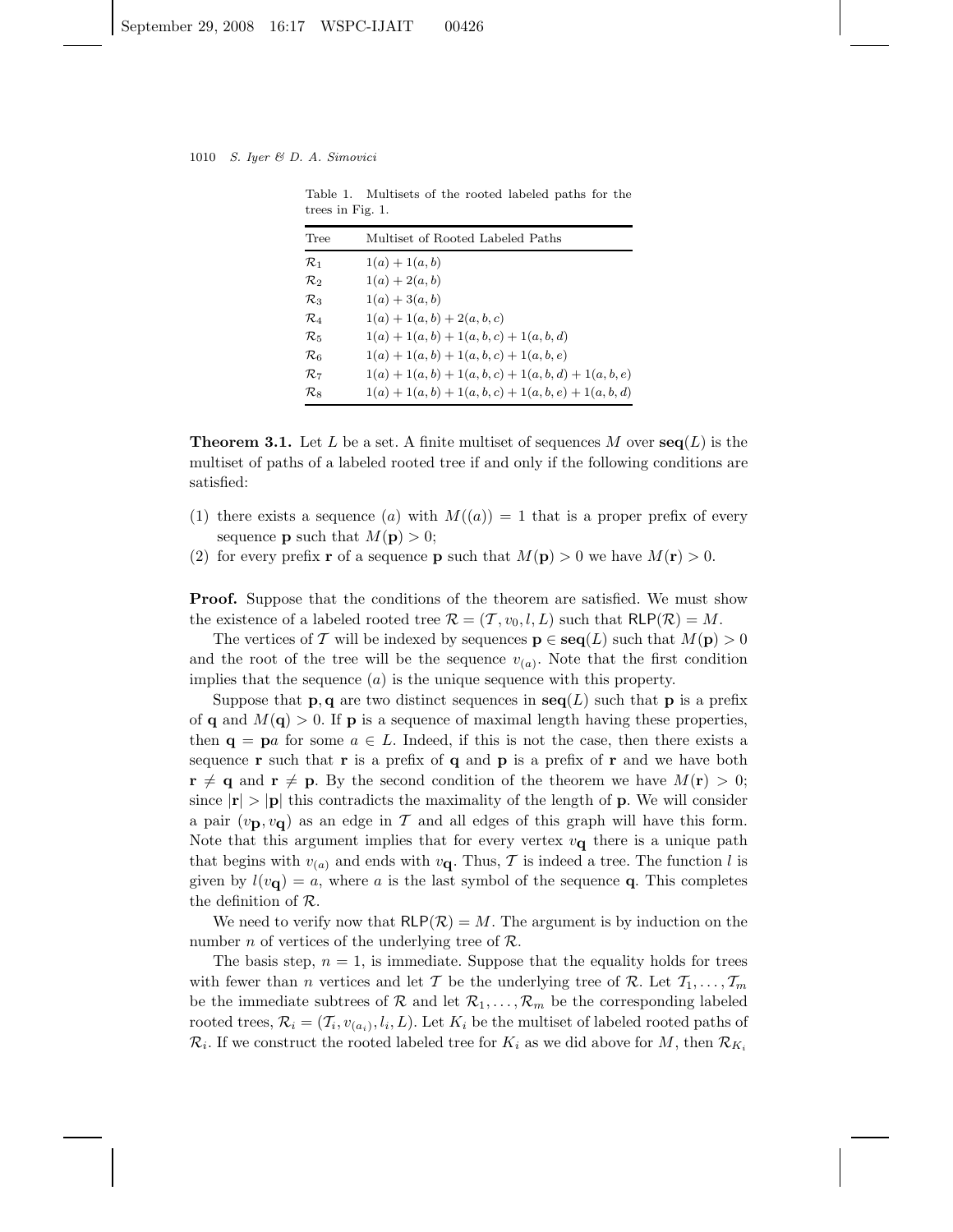Table 1. Multisets of the rooted labeled paths for the trees in Fig. 1.

| Tree | Multiset of Rooted Labeled Paths |
|---|---|
| $\mathcal{R}_1$ | $1(a) + 1(a, b)$ |
| $\mathcal{R}_2$ | $1(a) + 2(a, b)$ |
| $\mathcal{R}_3$ | $1(a) + 3(a, b)$ |
| $\mathcal{R}_4$ | $1(a) + 1(a, b) + 2(a, b, c)$ |
| $\mathcal{R}_5$ | $1(a) + 1(a, b) + 1(a, b, c) + 1(a, b, d)$ |
| $\mathcal{R}_6$ | $1(a) + 1(a, b) + 1(a, b, c) + 1(a, b, e)$ |
| $\mathcal{R}_7$ | $1(a) + 1(a, b) + 1(a, b, c) + 1(a, b, d) + 1(a, b, e)$ |
| $\mathcal{R}_8$ | $1(a) + 1(a, b) + 1(a, b, c) + 1(a, b, e) + 1(a, b, d)$ |

**Theorem 3.1.** Let $L$ be a set. A finite multiset of sequences $M$ over $\mathbf{seq}(L)$ is the multiset of paths of a labeled rooted tree if and only if the following conditions are satisfied:

(1) there exists a sequence $(a)$ with $M((a)) = 1$ that is a proper prefix of every sequence $\mathbf{p}$ such that $M(\mathbf{p}) > 0$;
(2) for every prefix $\mathbf{r}$ of a sequence $\mathbf{p}$ such that $M(\mathbf{p}) > 0$ we have $M(\mathbf{r}) > 0$.

**Proof.** Suppose that the conditions of the theorem are satisfied. We must show the existence of a labeled rooted tree $\mathcal{R} = (\mathcal{T}, v_0, l, L)$ such that $\mathsf{RLP}(\mathcal{R}) = M$.

The vertices of $\mathcal{T}$ will be indexed by sequences $\mathbf{p} \in \mathbf{seq}(L)$ such that $M(\mathbf{p}) > 0$ and the root of the tree will be the sequence $v_{(a)}$. Note that the first condition implies that the sequence $(a)$ is the unique sequence with this property.

Suppose that $\mathbf{p}, \mathbf{q}$ are two distinct sequences in $\mathbf{seq}(L)$ such that $\mathbf{p}$ is a prefix of $\mathbf{q}$ and $M(\mathbf{q}) > 0$. If $\mathbf{p}$ is a sequence of maximal length having these properties, then $\mathbf{q} = \mathbf{p}a$ for some $a \in L$. Indeed, if this is not the case, then there exists a sequence $\mathbf{r}$ such that $\mathbf{r}$ is a prefix of $\mathbf{q}$ and $\mathbf{p}$ is a prefix of $\mathbf{r}$ and we have both $\mathbf{r} \neq \mathbf{q}$ and $\mathbf{r} \neq \mathbf{p}$. By the second condition of the theorem we have $M(\mathbf{r}) > 0$; since $|\mathbf{r}| > |\mathbf{p}|$ this contradicts the maximality of the length of $\mathbf{p}$. We will consider a pair $(v_{\mathbf{p}}, v_{\mathbf{q}})$ as an edge in $\mathcal{T}$ and all edges of this graph will have this form. Note that this argument implies that for every vertex $v_{\mathbf{q}}$ there is a unique path that begins with $v_{(a)}$ and ends with $v_{\mathbf{q}}$. Thus, $\mathcal{T}$ is indeed a tree. The function $l$ is given by $l(v_{\mathbf{q}}) = a$, where $a$ is the last symbol of the sequence $\mathbf{q}$. This completes the definition of $\mathcal{R}$.

We need to verify now that $\mathsf{RLP}(\mathcal{R}) = M$. The argument is by induction on the number $n$ of vertices of the underlying tree of $\mathcal{R}$.

The basis step, $n = 1$, is immediate. Suppose that the equality holds for trees with fewer than $n$ vertices and let $\mathcal{T}$ be the underlying tree of $\mathcal{R}$. Let $\mathcal{T}_1, \ldots, \mathcal{T}_m$ be the immediate subtrees of $\mathcal{R}$ and let $\mathcal{R}_1, \ldots, \mathcal{R}_m$ be the corresponding labeled rooted trees, $\mathcal{R}_i = (\mathcal{T}_i, v_{(a_i)}, l_i, L)$. Let $K_i$ be the multiset of labeled rooted paths of $\mathcal{R}_i$. If we construct the rooted labeled tree for $K_i$ as we did above for $M$, then $\mathcal{R}_{K_i}$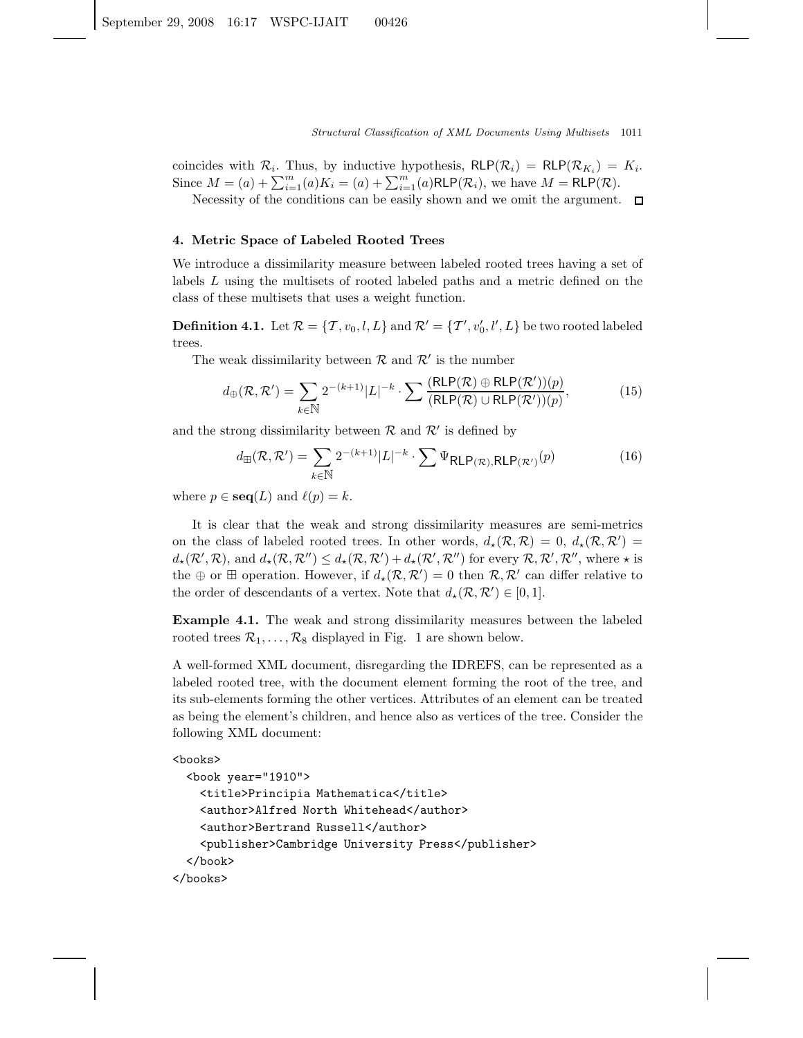coincides with $\mathcal{R}_i$. Thus, by inductive hypothesis, $\mathsf{RLP}(\mathcal{R}_i) = \mathsf{RLP}(\mathcal{R}_{K_i}) = K_i$. Since $M = (a) + \sum_{i=1}^{m}(a)K_i = (a) + \sum_{i=1}^{m}(a)\mathsf{RLP}(\mathcal{R}_i)$, we have $M = \mathsf{RLP}(\mathcal{R})$.

Necessity of the conditions can be easily shown and we omit the argument. □

## 4. Metric Space of Labeled Rooted Trees

We introduce a dissimilarity measure between labeled rooted trees having a set of labels $L$ using the multisets of rooted labeled paths and a metric defined on the class of these multisets that uses a weight function.

**Definition 4.1.** Let $\mathcal{R} = \{\mathcal{T}, v_0, l, L\}$ and $\mathcal{R}' = \{\mathcal{T}', v_0', l', L\}$ be two rooted labeled trees.

The weak dissimilarity between $\mathcal{R}$ and $\mathcal{R}'$ is the number

$$d_{\oplus}(\mathcal{R}, \mathcal{R}') = \sum_{k \in \mathbb{N}} 2^{-(k+1)}|L|^{-k} \cdot \sum \frac{(\mathsf{RLP}(\mathcal{R}) \oplus \mathsf{RLP}(\mathcal{R}'))(p)}{(\mathsf{RLP}(\mathcal{R}) \cup \mathsf{RLP}(\mathcal{R}'))(p)}, \tag{15}$$

and the strong dissimilarity between $\mathcal{R}$ and $\mathcal{R}'$ is defined by

$$d_{\boxplus}(\mathcal{R}, \mathcal{R}') = \sum_{k \in \mathbb{N}} 2^{-(k+1)}|L|^{-k} \cdot \sum \Psi_{\mathsf{RLP}(\mathcal{R}),\mathsf{RLP}(\mathcal{R}')}(p) \tag{16}$$

where $p \in \mathbf{seq}(L)$ and $\ell(p) = k$.

It is clear that the weak and strong dissimilarity measures are semi-metrics on the class of labeled rooted trees. In other words, $d_\star(\mathcal{R}, \mathcal{R}) = 0$, $d_\star(\mathcal{R}, \mathcal{R}') = d_\star(\mathcal{R}', \mathcal{R})$, and $d_\star(\mathcal{R}, \mathcal{R}'') \leq d_\star(\mathcal{R}, \mathcal{R}') + d_\star(\mathcal{R}', \mathcal{R}'')$ for every $\mathcal{R}, \mathcal{R}', \mathcal{R}''$, where $\star$ is the $\oplus$ or $\boxplus$ operation. However, if $d_\star(\mathcal{R}, \mathcal{R}') = 0$ then $\mathcal{R}, \mathcal{R}'$ can differ relative to the order of descendants of a vertex. Note that $d_\star(\mathcal{R}, \mathcal{R}') \in [0, 1]$.

**Example 4.1.** The weak and strong dissimilarity measures between the labeled rooted trees $\mathcal{R}_1, \ldots, \mathcal{R}_8$ displayed in Fig. 1 are shown below.

A well-formed XML document, disregarding the IDREFS, can be represented as a labeled rooted tree, with the document element forming the root of the tree, and its sub-elements forming the other vertices. Attributes of an element can be treated as being the element's children, and hence also as vertices of the tree. Consider the following XML document:

```
<books>
  <book year="1910">
    <title>Principia Mathematica</title>
    <author>Alfred North Whitehead</author>
    <author>Bertrand Russell</author>
    <publisher>Cambridge University Press</publisher>
  </book>
</books>
```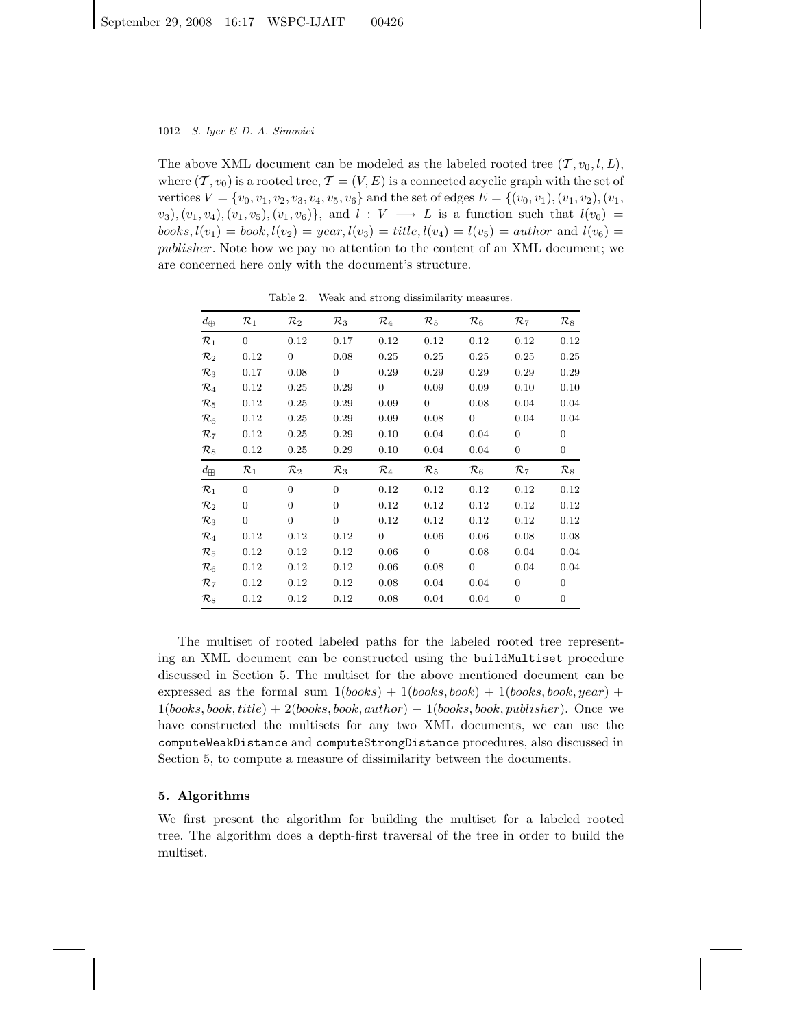The above XML document can be modeled as the labeled rooted tree $(\mathcal{T}, v_0, l, L)$, where $(\mathcal{T}, v_0)$ is a rooted tree, $\mathcal{T} = (V, E)$ is a connected acyclic graph with the set of vertices $V = \{v_0, v_1, v_2, v_3, v_4, v_5, v_6\}$ and the set of edges $E = \{(v_0, v_1), (v_1, v_2), (v_1, v_3), (v_1, v_4), (v_1, v_5), (v_1, v_6)\}$, and $l : V \longrightarrow L$ is a function such that $l(v_0) = books, l(v_1) = book, l(v_2) = year, l(v_3) = title, l(v_4) = l(v_5) = author$ and $l(v_6) = publisher$. Note how we pay no attention to the content of an XML document; we are concerned here only with the document's structure.

Table 2. Weak and strong dissimilarity measures.

| $d_{\oplus}$ | $\mathcal{R}_1$ | $\mathcal{R}_2$ | $\mathcal{R}_3$ | $\mathcal{R}_4$ | $\mathcal{R}_5$ | $\mathcal{R}_6$ | $\mathcal{R}_7$ | $\mathcal{R}_8$ |
|---|---|---|---|---|---|---|---|---|
| $\mathcal{R}_1$ | 0 | 0.12 | 0.17 | 0.12 | 0.12 | 0.12 | 0.12 | 0.12 |
| $\mathcal{R}_2$ | 0.12 | 0 | 0.08 | 0.25 | 0.25 | 0.25 | 0.25 | 0.25 |
| $\mathcal{R}_3$ | 0.17 | 0.08 | 0 | 0.29 | 0.29 | 0.29 | 0.29 | 0.29 |
| $\mathcal{R}_4$ | 0.12 | 0.25 | 0.29 | 0 | 0.09 | 0.09 | 0.10 | 0.10 |
| $\mathcal{R}_5$ | 0.12 | 0.25 | 0.29 | 0.09 | 0 | 0.08 | 0.04 | 0.04 |
| $\mathcal{R}_6$ | 0.12 | 0.25 | 0.29 | 0.09 | 0.08 | 0 | 0.04 | 0.04 |
| $\mathcal{R}_7$ | 0.12 | 0.25 | 0.29 | 0.10 | 0.04 | 0.04 | 0 | 0 |
| $\mathcal{R}_8$ | 0.12 | 0.25 | 0.29 | 0.10 | 0.04 | 0.04 | 0 | 0 |
| $d_{\boxplus}$ | $\mathcal{R}_1$ | $\mathcal{R}_2$ | $\mathcal{R}_3$ | $\mathcal{R}_4$ | $\mathcal{R}_5$ | $\mathcal{R}_6$ | $\mathcal{R}_7$ | $\mathcal{R}_8$ |
| $\mathcal{R}_1$ | 0 | 0 | 0 | 0.12 | 0.12 | 0.12 | 0.12 | 0.12 |
| $\mathcal{R}_2$ | 0 | 0 | 0 | 0.12 | 0.12 | 0.12 | 0.12 | 0.12 |
| $\mathcal{R}_3$ | 0 | 0 | 0 | 0.12 | 0.12 | 0.12 | 0.12 | 0.12 |
| $\mathcal{R}_4$ | 0.12 | 0.12 | 0.12 | 0 | 0.06 | 0.06 | 0.08 | 0.08 |
| $\mathcal{R}_5$ | 0.12 | 0.12 | 0.12 | 0.06 | 0 | 0.08 | 0.04 | 0.04 |
| $\mathcal{R}_6$ | 0.12 | 0.12 | 0.12 | 0.06 | 0.08 | 0 | 0.04 | 0.04 |
| $\mathcal{R}_7$ | 0.12 | 0.12 | 0.12 | 0.08 | 0.04 | 0.04 | 0 | 0 |
| $\mathcal{R}_8$ | 0.12 | 0.12 | 0.12 | 0.08 | 0.04 | 0.04 | 0 | 0 |

The multiset of rooted labeled paths for the labeled rooted tree representing an XML document can be constructed using the `buildMultiset` procedure discussed in Section 5. The multiset for the above mentioned document can be expressed as the formal sum $1(books) + 1(books, book) + 1(books, book, year) + 1(books, book, title) + 2(books, book, author) + 1(books, book, publisher)$. Once we have constructed the multisets for any two XML documents, we can use the `computeWeakDistance` and `computeStrongDistance` procedures, also discussed in Section 5, to compute a measure of dissimilarity between the documents.

## 5. Algorithms

We first present the algorithm for building the multiset for a labeled rooted tree. The algorithm does a depth-first traversal of the tree in order to build the multiset.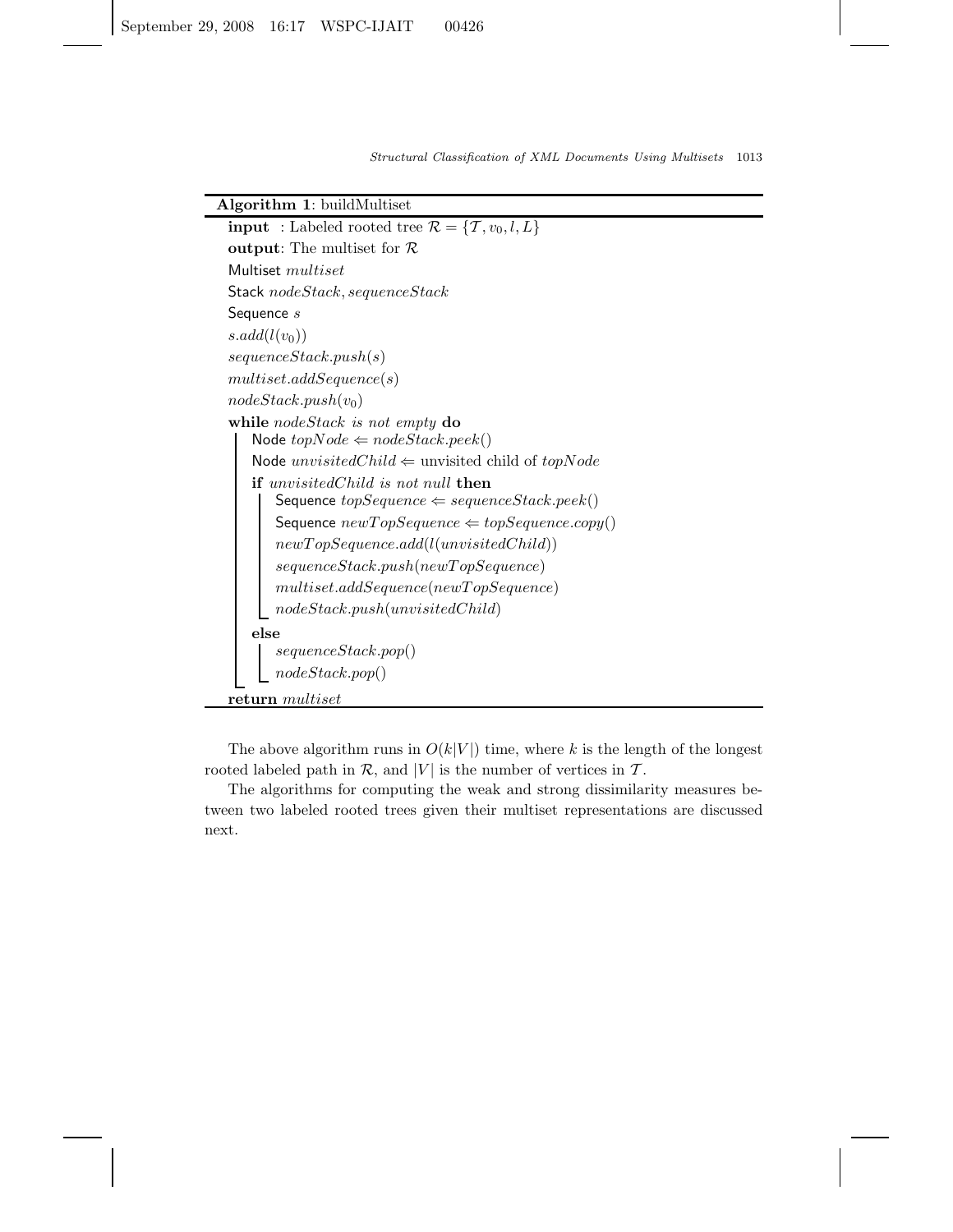**Algorithm 1**: buildMultiset

```
input  : Labeled rooted tree R = {T, v_0, l, L}
output: The multiset for R
Multiset multiset
Stack nodeStack, sequenceStack
Sequence s
s.add(l(v_0))
sequenceStack.push(s)
multiset.addSequence(s)
nodeStack.push(v_0)
while nodeStack is not empty do
    Node topNode ⇐ nodeStack.peek()
    Node unvisitedChild ⇐ unvisited child of topNode
    if unvisitedChild is not null then
        Sequence topSequence ⇐ sequenceStack.peek()
        Sequence newTopSequence ⇐ topSequence.copy()
        newTopSequence.add(l(unvisitedChild))
        sequenceStack.push(newTopSequence)
        multiset.addSequence(newTopSequence)
        nodeStack.push(unvisitedChild)
    else
        sequenceStack.pop()
        nodeStack.pop()
return multiset
```

The above algorithm runs in $O(k|V|)$ time, where $k$ is the length of the longest rooted labeled path in $\mathcal{R}$, and $|V|$ is the number of vertices in $\mathcal{T}$.

The algorithms for computing the weak and strong dissimilarity measures between two labeled rooted trees given their multiset representations are discussed next.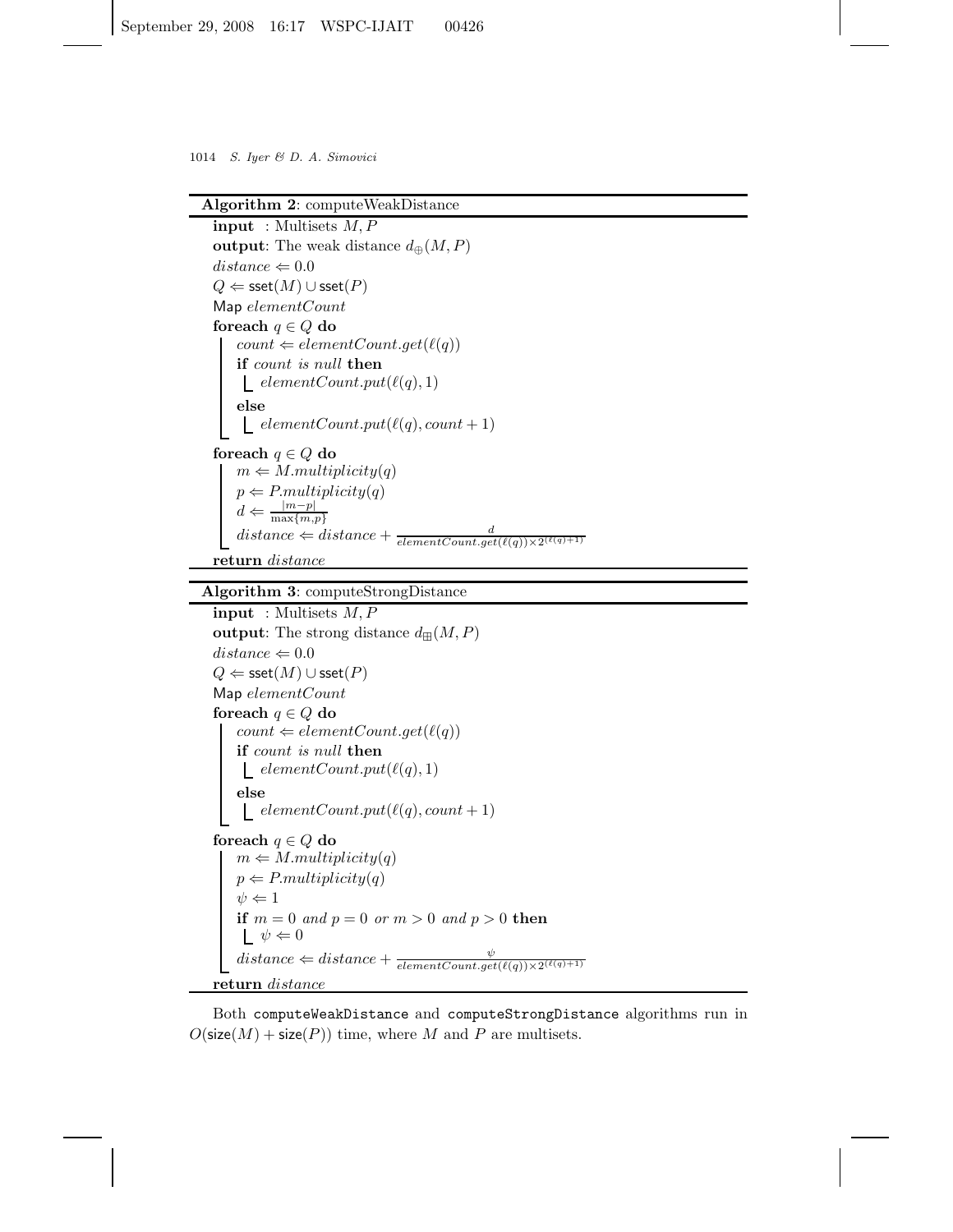**Algorithm 2**: computeWeakDistance

```
input  : Multisets M, P
output: The weak distance d_⊕(M, P)
distance ⇐ 0.0
Q ⇐ sset(M) ∪ sset(P)
Map elementCount
foreach q ∈ Q do
    count ⇐ elementCount.get(ℓ(q))
    if count is null then
        elementCount.put(ℓ(q), 1)
    else
        elementCount.put(ℓ(q), count + 1)
foreach q ∈ Q do
    m ⇐ M.multiplicity(q)
    p ⇐ P.multiplicity(q)
    d ⇐ |m − p| / max{m, p}
    distance ⇐ distance + d / (elementCount.get(ℓ(q)) × 2^(ℓ(q)+1))
return distance
```

**Algorithm 3**: computeStrongDistance

```
input  : Multisets M, P
output: The strong distance d_⊞(M, P)
distance ⇐ 0.0
Q ⇐ sset(M) ∪ sset(P)
Map elementCount
foreach q ∈ Q do
    count ⇐ elementCount.get(ℓ(q))
    if count is null then
        elementCount.put(ℓ(q), 1)
    else
        elementCount.put(ℓ(q), count + 1)
foreach q ∈ Q do
    m ⇐ M.multiplicity(q)
    p ⇐ P.multiplicity(q)
    ψ ⇐ 1
    if m = 0 and p = 0 or m > 0 and p > 0 then
        ψ ⇐ 0
    distance ⇐ distance + ψ / (elementCount.get(ℓ(q)) × 2^(ℓ(q)+1))
return distance
```

Both `computeWeakDistance` and `computeStrongDistance` algorithms run in $O(\mathsf{size}(M) + \mathsf{size}(P))$ time, where $M$ and $P$ are multisets.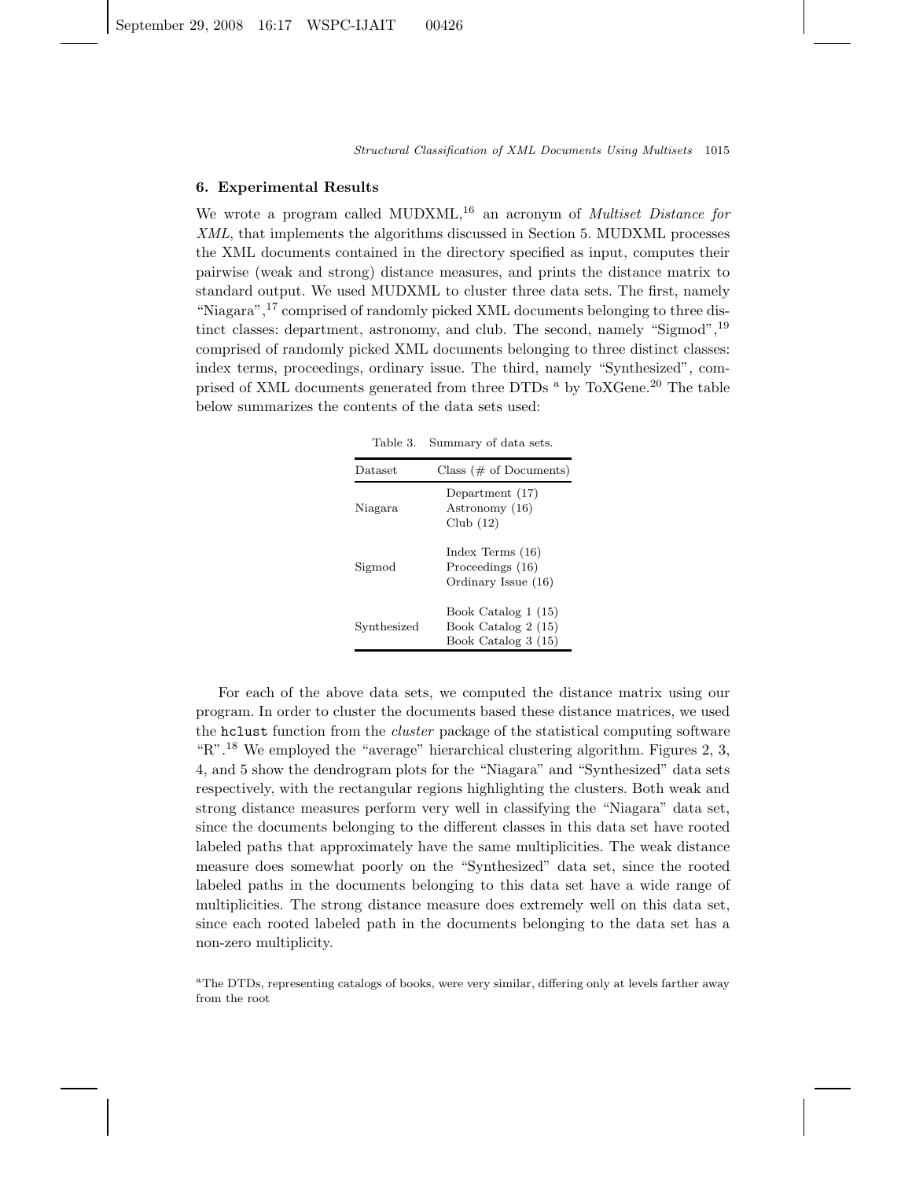## 6. Experimental Results

We wrote a program called MUDXML,[16] an acronym of *Multiset Distance for XML*, that implements the algorithms discussed in Section 5. MUDXML processes the XML documents contained in the directory specified as input, computes their pairwise (weak and strong) distance measures, and prints the distance matrix to standard output. We used MUDXML to cluster three data sets. The first, namely "Niagara",[17] comprised of randomly picked XML documents belonging to three distinct classes: department, astronomy, and club. The second, namely "Sigmod",[19] comprised of randomly picked XML documents belonging to three distinct classes: index terms, proceedings, ordinary issue. The third, namely "Synthesized", comprised of XML documents generated from three DTDs [a] by ToXGene.[20] The table below summarizes the contents of the data sets used:

Table 3. Summary of data sets.

| Dataset | Class (# of Documents) |
|---|---|
| Niagara | Department (17)<br>Astronomy (16)<br>Club (12) |
| Sigmod | Index Terms (16)<br>Proceedings (16)<br>Ordinary Issue (16) |
| Synthesized | Book Catalog 1 (15)<br>Book Catalog 2 (15)<br>Book Catalog 3 (15) |

For each of the above data sets, we computed the distance matrix using our program. In order to cluster the documents based these distance matrices, we used the `hclust` function from the *cluster* package of the statistical computing software "R".[18] We employed the "average" hierarchical clustering algorithm. Figures 2, 3, 4, and 5 show the dendrogram plots for the "Niagara" and "Synthesized" data sets respectively, with the rectangular regions highlighting the clusters. Both weak and strong distance measures perform very well in classifying the "Niagara" data set, since the documents belonging to the different classes in this data set have rooted labeled paths that approximately have the same multiplicities. The weak distance measure does somewhat poorly on the "Synthesized" data set, since the rooted labeled paths in the documents belonging to this data set have a wide range of multiplicities. The strong distance measure does extremely well on this data set, since each rooted labeled path in the documents belonging to the data set has a non-zero multiplicity.

[a] The DTDs, representing catalogs of books, were very similar, differing only at levels farther away from the root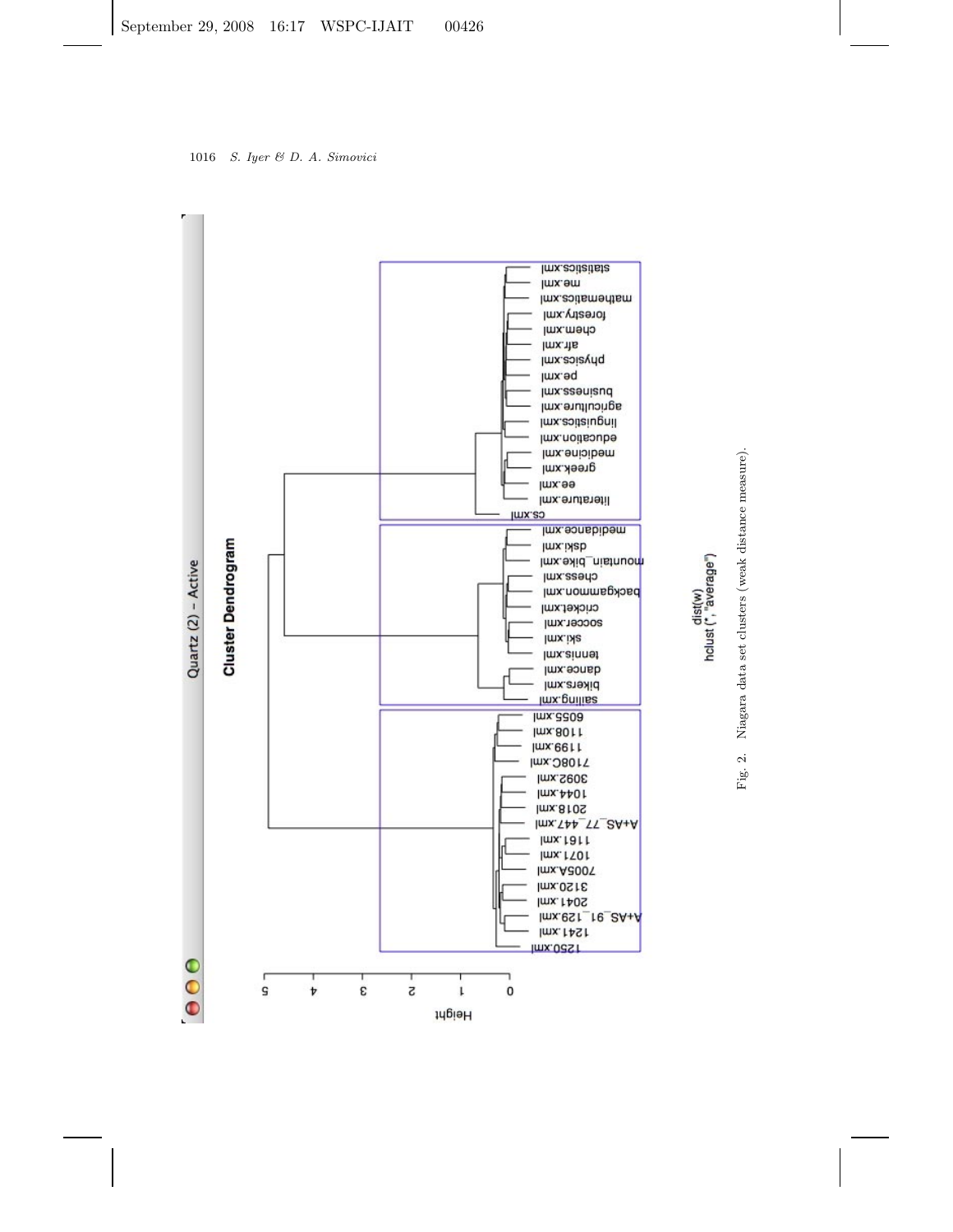Fig. 2. Niagara data set clusters (weak distance measure).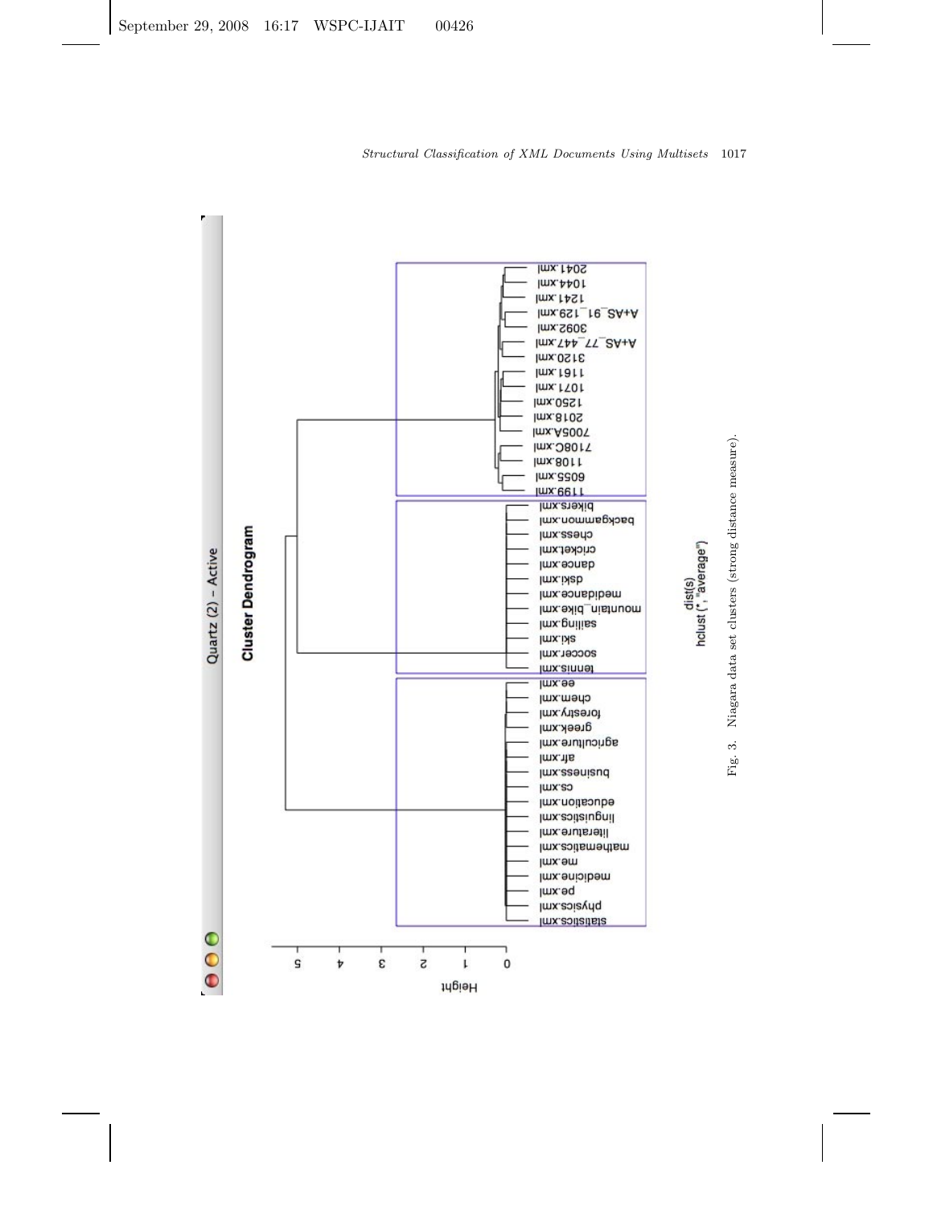Fig. 3. Niagara data set clusters (strong distance measure).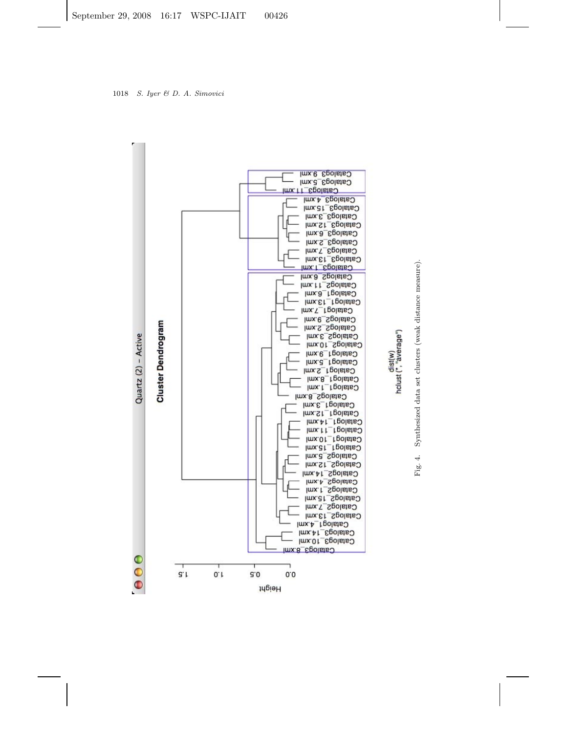Fig. 4. Synthesized data set clusters (weak distance measure).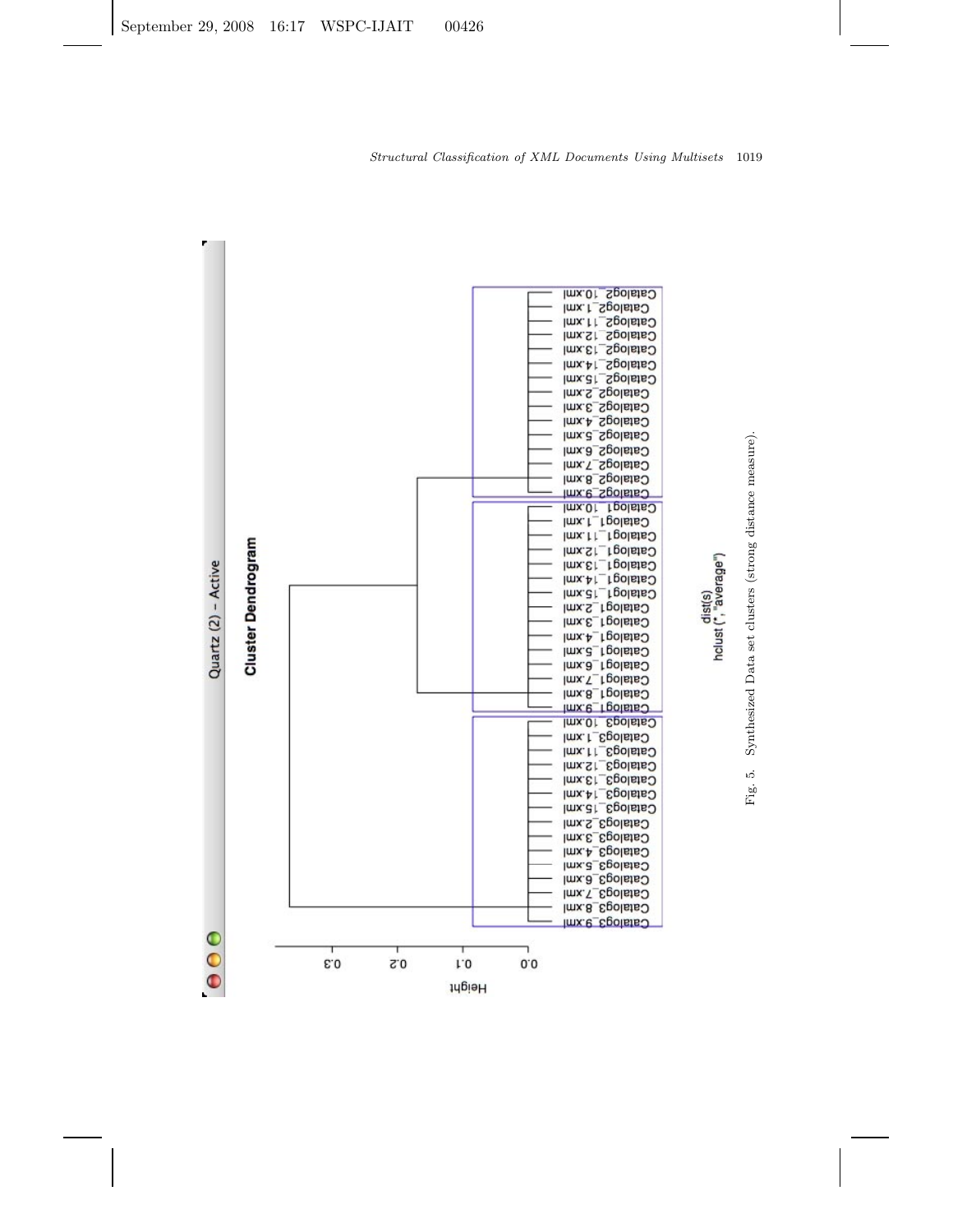Fig. 5. Synthesized Data set clusters (strong distance measure).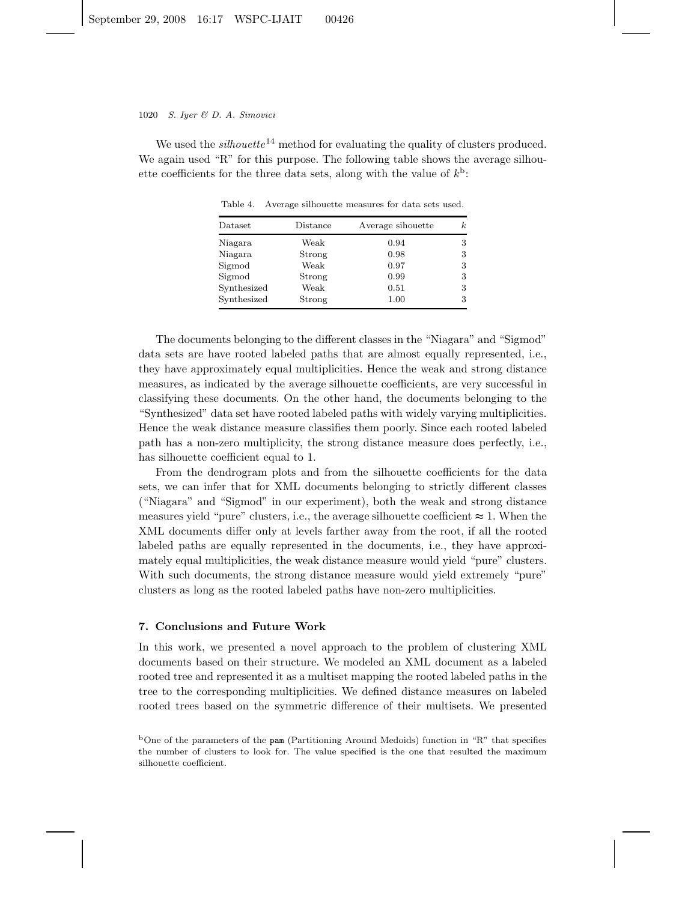We used the *silhouette*[14] method for evaluating the quality of clusters produced. We again used "R" for this purpose. The following table shows the average silhouette coefficients for the three data sets, along with the value of $k$[b]:

Table 4. Average silhouette measures for data sets used.

| Dataset | Distance | Average sihouette | $k$ |
|---|---|---|---|
| Niagara | Weak | 0.94 | 3 |
| Niagara | Strong | 0.98 | 3 |
| Sigmod | Weak | 0.97 | 3 |
| Sigmod | Strong | 0.99 | 3 |
| Synthesized | Weak | 0.51 | 3 |
| Synthesized | Strong | 1.00 | 3 |

The documents belonging to the different classes in the "Niagara" and "Sigmod" data sets are have rooted labeled paths that are almost equally represented, i.e., they have approximately equal multiplicities. Hence the weak and strong distance measures, as indicated by the average silhouette coefficients, are very successful in classifying these documents. On the other hand, the documents belonging to the "Synthesized" data set have rooted labeled paths with widely varying multiplicities. Hence the weak distance measure classifies them poorly. Since each rooted labeled path has a non-zero multiplicity, the strong distance measure does perfectly, i.e., has silhouette coefficient equal to 1.

From the dendrogram plots and from the silhouette coefficients for the data sets, we can infer that for XML documents belonging to strictly different classes ("Niagara" and "Sigmod" in our experiment), both the weak and strong distance measures yield "pure" clusters, i.e., the average silhouette coefficient $\approx 1$. When the XML documents differ only at levels farther away from the root, if all the rooted labeled paths are equally represented in the documents, i.e., they have approximately equal multiplicities, the weak distance measure would yield "pure" clusters. With such documents, the strong distance measure would yield extremely "pure" clusters as long as the rooted labeled paths have non-zero multiplicities.

## 7. Conclusions and Future Work

In this work, we presented a novel approach to the problem of clustering XML documents based on their structure. We modeled an XML document as a labeled rooted tree and represented it as a multiset mapping the rooted labeled paths in the tree to the corresponding multiplicities. We defined distance measures on labeled rooted trees based on the symmetric difference of their multisets. We presented

[b] One of the parameters of the `pam` (Partitioning Around Medoids) function in "R" that specifies the number of clusters to look for. The value specified is the one that resulted the maximum silhouette coefficient.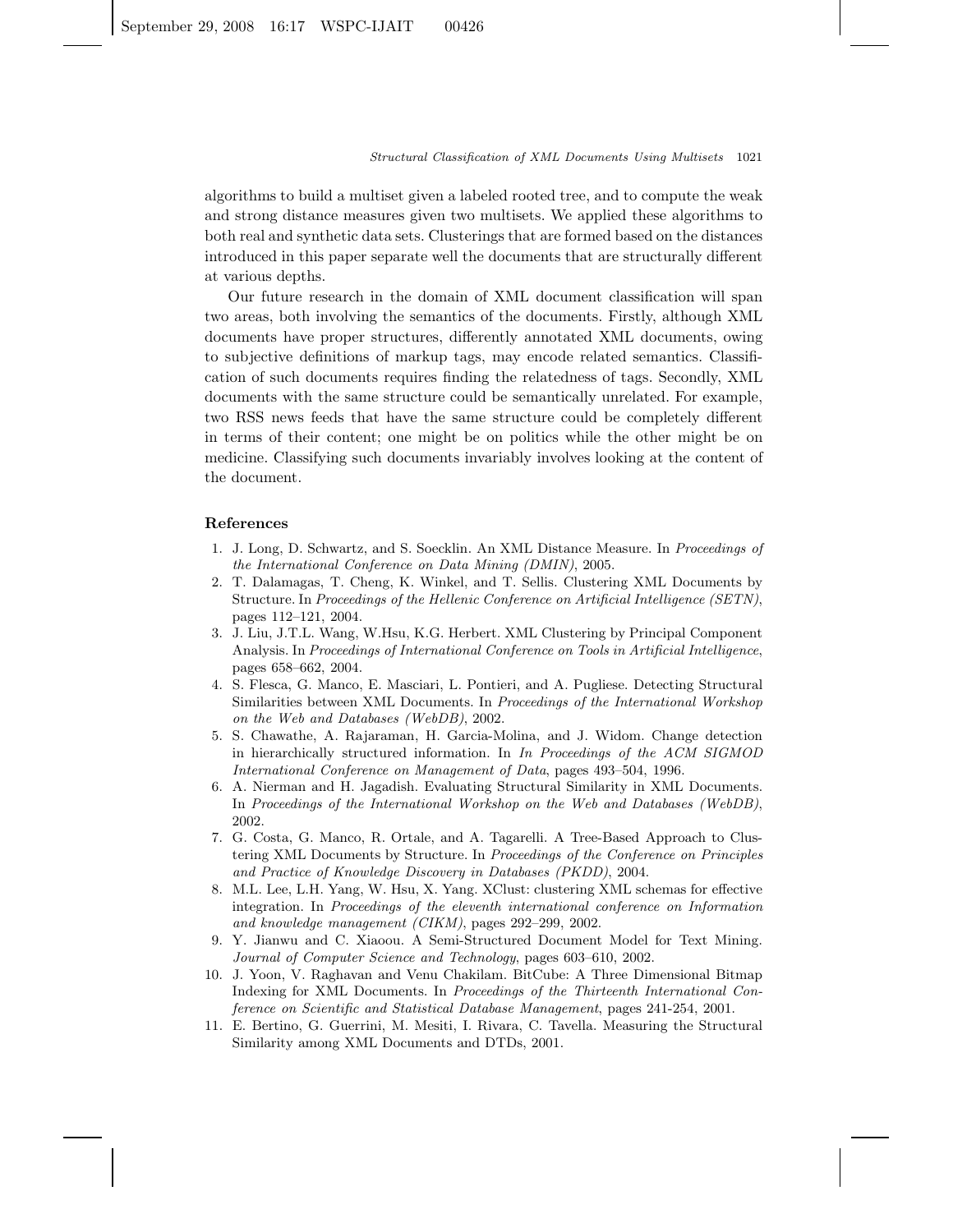algorithms to build a multiset given a labeled rooted tree, and to compute the weak and strong distance measures given two multisets. We applied these algorithms to both real and synthetic data sets. Clusterings that are formed based on the distances introduced in this paper separate well the documents that are structurally different at various depths.

Our future research in the domain of XML document classification will span two areas, both involving the semantics of the documents. Firstly, although XML documents have proper structures, differently annotated XML documents, owing to subjective definitions of markup tags, may encode related semantics. Classification of such documents requires finding the relatedness of tags. Secondly, XML documents with the same structure could be semantically unrelated. For example, two RSS news feeds that have the same structure could be completely different in terms of their content; one might be on politics while the other might be on medicine. Classifying such documents invariably involves looking at the content of the document.

## References

1. J. Long, D. Schwartz, and S. Soecklin. An XML Distance Measure. In *Proceedings of the International Conference on Data Mining (DMIN)*, 2005.
2. T. Dalamagas, T. Cheng, K. Winkel, and T. Sellis. Clustering XML Documents by Structure. In *Proceedings of the Hellenic Conference on Artificial Intelligence (SETN)*, pages 112–121, 2004.
3. J. Liu, J.T.L. Wang, W.Hsu, K.G. Herbert. XML Clustering by Principal Component Analysis. In *Proceedings of International Conference on Tools in Artificial Intelligence*, pages 658–662, 2004.
4. S. Flesca, G. Manco, E. Masciari, L. Pontieri, and A. Pugliese. Detecting Structural Similarities between XML Documents. In *Proceedings of the International Workshop on the Web and Databases (WebDB)*, 2002.
5. S. Chawathe, A. Rajaraman, H. Garcia-Molina, and J. Widom. Change detection in hierarchically structured information. In *In Proceedings of the ACM SIGMOD International Conference on Management of Data*, pages 493–504, 1996.
6. A. Nierman and H. Jagadish. Evaluating Structural Similarity in XML Documents. In *Proceedings of the International Workshop on the Web and Databases (WebDB)*, 2002.
7. G. Costa, G. Manco, R. Ortale, and A. Tagarelli. A Tree-Based Approach to Clustering XML Documents by Structure. In *Proceedings of the Conference on Principles and Practice of Knowledge Discovery in Databases (PKDD)*, 2004.
8. M.L. Lee, L.H. Yang, W. Hsu, X. Yang. XClust: clustering XML schemas for effective integration. In *Proceedings of the eleventh international conference on Information and knowledge management (CIKM)*, pages 292–299, 2002.
9. Y. Jianwu and C. Xiaoou. A Semi-Structured Document Model for Text Mining. *Journal of Computer Science and Technology*, pages 603–610, 2002.
10. J. Yoon, V. Raghavan and Venu Chakilam. BitCube: A Three Dimensional Bitmap Indexing for XML Documents. In *Proceedings of the Thirteenth International Conference on Scientific and Statistical Database Management*, pages 241-254, 2001.
11. E. Bertino, G. Guerrini, M. Mesiti, I. Rivara, C. Tavella. Measuring the Structural Similarity among XML Documents and DTDs, 2001.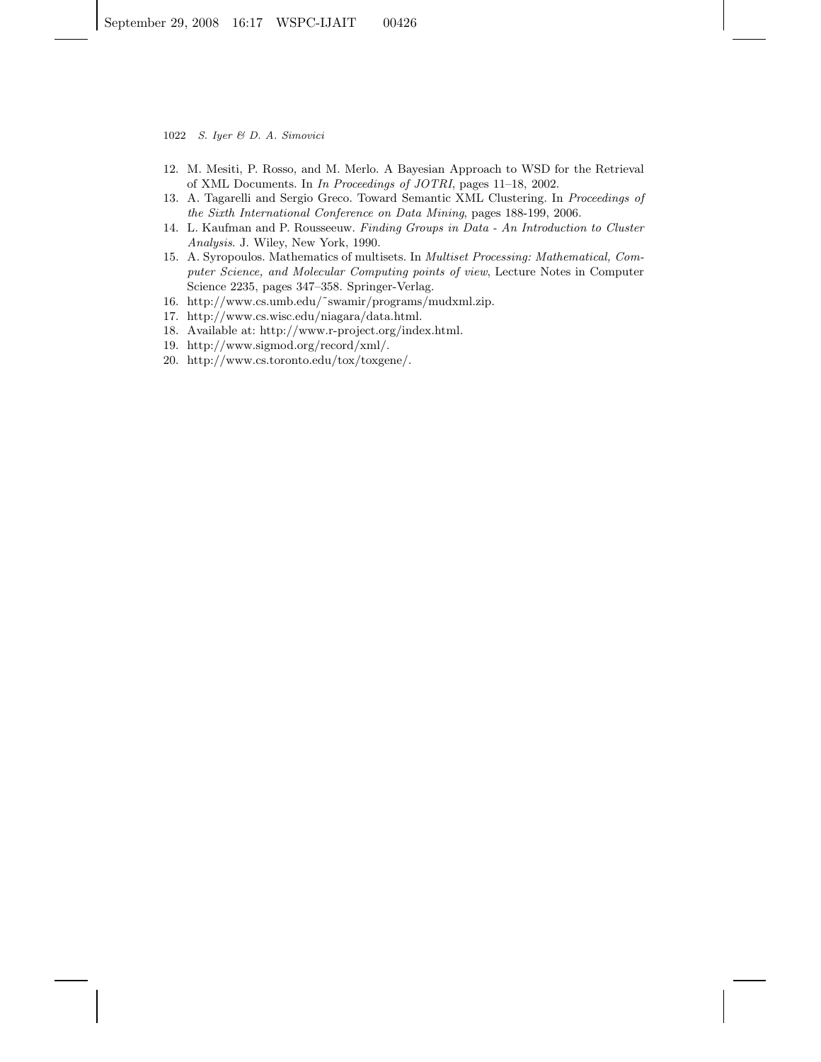12. M. Mesiti, P. Rosso, and M. Merlo. A Bayesian Approach to WSD for the Retrieval of XML Documents. In *In Proceedings of JOTRI*, pages 11–18, 2002.
13. A. Tagarelli and Sergio Greco. Toward Semantic XML Clustering. In *Proceedings of the Sixth International Conference on Data Mining*, pages 188-199, 2006.
14. L. Kaufman and P. Rousseeuw. *Finding Groups in Data - An Introduction to Cluster Analysis*. J. Wiley, New York, 1990.
15. A. Syropoulos. Mathematics of multisets. In *Multiset Processing: Mathematical, Computer Science, and Molecular Computing points of view*, Lecture Notes in Computer Science 2235, pages 347–358. Springer-Verlag.
16. http://www.cs.umb.edu/˜swamir/programs/mudxml.zip.
17. http://www.cs.wisc.edu/niagara/data.html.
18. Available at: http://www.r-project.org/index.html.
19. http://www.sigmod.org/record/xml/.
20. http://www.cs.toronto.edu/tox/toxgene/.